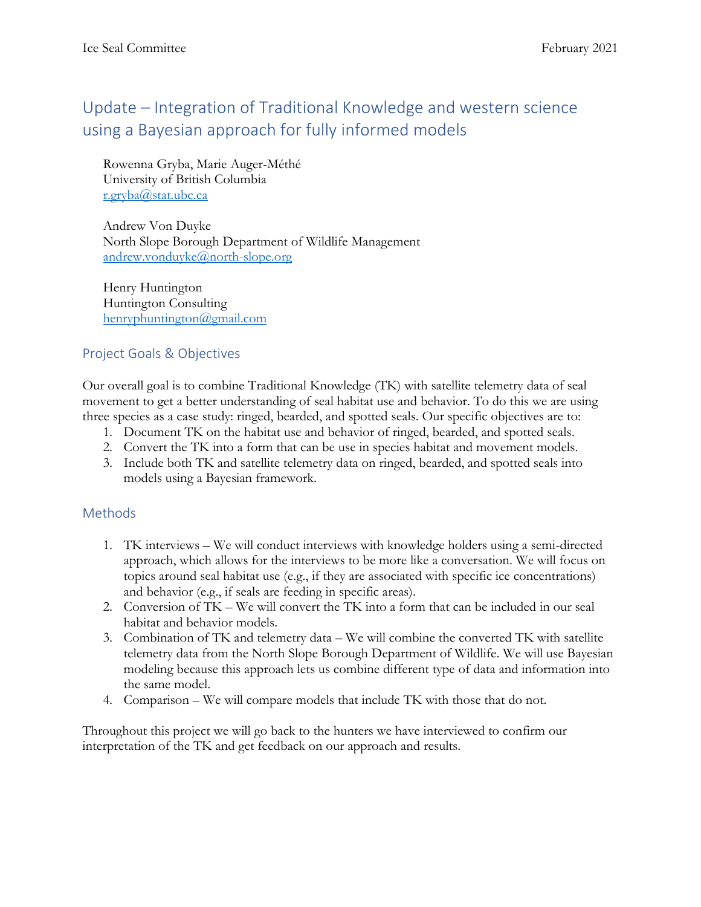# Update – Integration of Traditional Knowledge and western science using a Bayesian approach for fully informed models

Rowenna Gryba, Marie Auger-Méthé
University of British Columbia
r.gryba@stat.ubc.ca

Andrew Von Duyke
North Slope Borough Department of Wildlife Management
andrew.vonduyke@north-slope.org

Henry Huntington
Huntington Consulting
henryphuntington@gmail.com

## Project Goals & Objectives

Our overall goal is to combine Traditional Knowledge (TK) with satellite telemetry data of seal movement to get a better understanding of seal habitat use and behavior. To do this we are using three species as a case study: ringed, bearded, and spotted seals. Our specific objectives are to:

1. Document TK on the habitat use and behavior of ringed, bearded, and spotted seals.
2. Convert the TK into a form that can be use in species habitat and movement models.
3. Include both TK and satellite telemetry data on ringed, bearded, and spotted seals into models using a Bayesian framework.

## Methods

1. TK interviews – We will conduct interviews with knowledge holders using a semi-directed approach, which allows for the interviews to be more like a conversation. We will focus on topics around seal habitat use (e.g., if they are associated with specific ice concentrations) and behavior (e.g., if seals are feeding in specific areas).
2. Conversion of TK – We will convert the TK into a form that can be included in our seal habitat and behavior models.
3. Combination of TK and telemetry data – We will combine the converted TK with satellite telemetry data from the North Slope Borough Department of Wildlife. We will use Bayesian modeling because this approach lets us combine different type of data and information into the same model.
4. Comparison – We will compare models that include TK with those that do not.

Throughout this project we will go back to the hunters we have interviewed to confirm our interpretation of the TK and get feedback on our approach and results.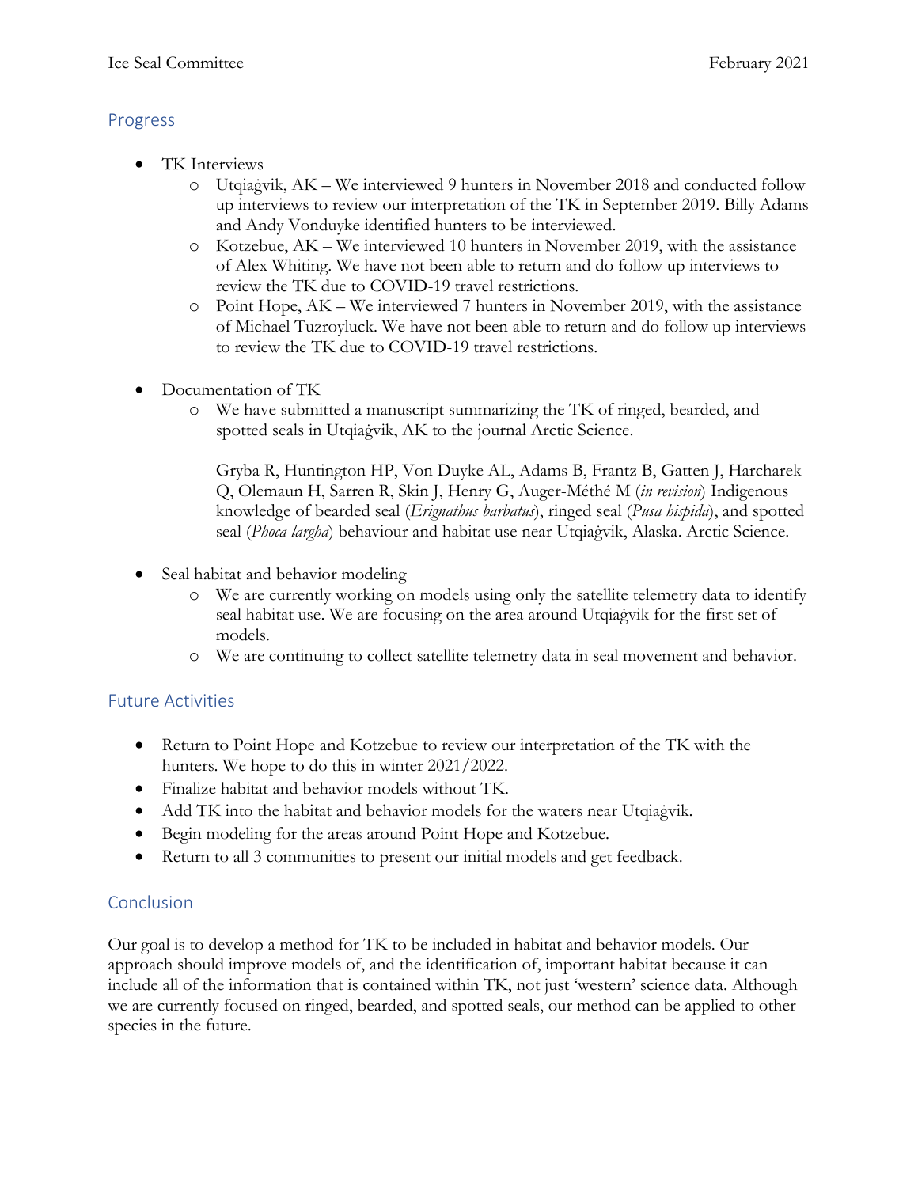## Progress

- TK Interviews
    - Utqiaġvik, AK – We interviewed 9 hunters in November 2018 and conducted follow up interviews to review our interpretation of the TK in September 2019. Billy Adams and Andy Vonduyke identified hunters to be interviewed.
    - Kotzebue, AK – We interviewed 10 hunters in November 2019, with the assistance of Alex Whiting. We have not been able to return and do follow up interviews to review the TK due to COVID-19 travel restrictions.
    - Point Hope, AK – We interviewed 7 hunters in November 2019, with the assistance of Michael Tuzroyluck. We have not been able to return and do follow up interviews to review the TK due to COVID-19 travel restrictions.

- Documentation of TK
    - We have submitted a manuscript summarizing the TK of ringed, bearded, and spotted seals in Utqiaġvik, AK to the journal Arctic Science.

      Gryba R, Huntington HP, Von Duyke AL, Adams B, Frantz B, Gatten J, Harcharek Q, Olemaun H, Sarren R, Skin J, Henry G, Auger-Méthé M (*in revision*) Indigenous knowledge of bearded seal (*Erignathus barbatus*), ringed seal (*Pusa hispida*), and spotted seal (*Phoca largha*) behaviour and habitat use near Utqiaġvik, Alaska. Arctic Science.

- Seal habitat and behavior modeling
    - We are currently working on models using only the satellite telemetry data to identify seal habitat use. We are focusing on the area around Utqiaġvik for the first set of models.
    - We are continuing to collect satellite telemetry data in seal movement and behavior.

## Future Activities

- Return to Point Hope and Kotzebue to review our interpretation of the TK with the hunters. We hope to do this in winter 2021/2022.
- Finalize habitat and behavior models without TK.
- Add TK into the habitat and behavior models for the waters near Utqiaġvik.
- Begin modeling for the areas around Point Hope and Kotzebue.
- Return to all 3 communities to present our initial models and get feedback.

## Conclusion

Our goal is to develop a method for TK to be included in habitat and behavior models. Our approach should improve models of, and the identification of, important habitat because it can include all of the information that is contained within TK, not just 'western' science data. Although we are currently focused on ringed, bearded, and spotted seals, our method can be applied to other species in the future.